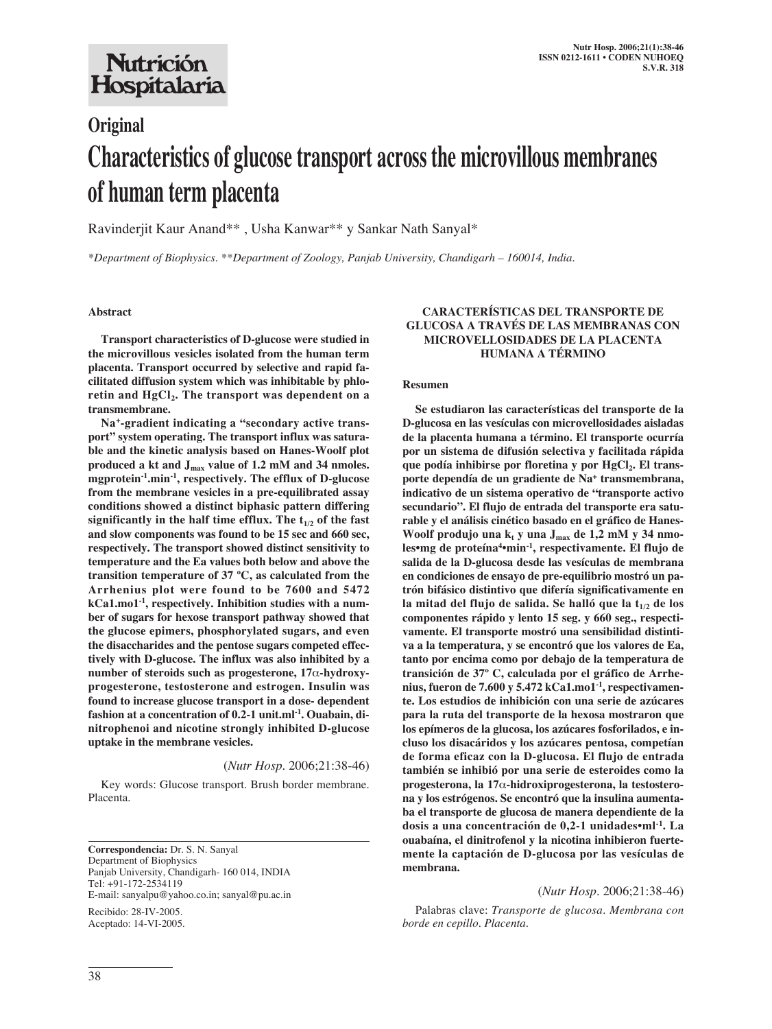# Nutrición Hospitalaria

## Original

# Characteristics of glucose transport across the microvillous membranes of human term placenta

Ravinderjit Kaur Anand**, Usha Kanwar** y Sankar Nath Sanyal*

*Department of Biophysics. **Department of Zoology, Panjab University, Chandigarh – 160014, India.*

### Abstract

**Transport characteristics of D-glucose were studied in the microvillous vesicles isolated from the human term placenta. Transport occurred by selective and rapid facilitated diffusion system which was inhibitable by phloretin and $HgCl_2$. The transport was dependent on a transmembrane.**

**$Na^+$-gradient indicating a "secondary active transport" system operating. The transport influx was saturable and the kinetic analysis based on Hanes-Woolf plot produced a kt and $J_{max}$ value of 1.2 mM and 34 nmoles. mgprotein$^{-1}$.min$^{-1}$, respectively. The efflux of D-glucose from the membrane vesicles in a pre-equilibrated assay conditions showed a distinct biphasic pattern differing significantly in the half time efflux. The $t_{1/2}$ of the fast and slow components was found to be 15 sec and 660 sec, respectively. The transport showed distinct sensitivity to temperature and the Ea values both below and above the transition temperature of 37 ºC, as calculated from the Arrhenius plot were found to be 7600 and 5472 kCa1.mo1$^{-1}$, respectively. Inhibition studies with a number of sugars for hexose transport pathway showed that the glucose epimers, phosphorylated sugars, and even the disaccharides and the pentose sugars competed effectively with D-glucose. The influx was also inhibited by a number of steroids such as progesterone, 17α-hydroxyprogesterone, testosterone and estrogen. Insulin was found to increase glucose transport in a dose- dependent fashion at a concentration of 0.2-1 unit.ml$^{-1}$. Ouabain, dinitrophenoi and nicotine strongly inhibited D-glucose uptake in the membrane vesicles.**

(*Nutr Hosp.* 2006;21:38-46)

Key words: Glucose transport. Brush border membrane. Placenta.

**Correspondencia:** Dr. S. N. Sanyal
Department of Biophysics
Panjab University, Chandigarh- 160 014, INDIA
Tel: +91-172-2534119
E-mail: sanyalpu@yahoo.co.in; sanyal@pu.ac.in

Recibido: 28-IV-2005.
Aceptado: 14-VI-2005.

### CARACTERÍSTICAS DEL TRANSPORTE DE GLUCOSA A TRAVÉS DE LAS MEMBRANAS CON MICROVELLOSIDADES DE LA PLACENTA HUMANA A TÉRMINO

#### Resumen

**Se estudiaron las características del transporte de la D-glucosa en las vesículas con microvellosidades aisladas de la placenta humana a término. El transporte ocurría por un sistema de difusión selectiva y facilitada rápida que podía inhibirse por floretina y por $HgCl_2$. El transporte dependía de un gradiente de $Na^+$ transmembrana, indicativo de un sistema operativo de "transporte activo secundario". El flujo de entrada del transporte era saturable y el análisis cinético basado en el gráfico de Hanes-Woolf produjo una $k_t$ y una $J_{max}$ de 1,2 mM y 34 nmoles•mg de proteína$^4$•min$^{-1}$, respectivamente. El flujo de salida de la D-glucosa desde las vesículas de membrana en condiciones de ensayo de pre-equilibrio mostró un patrón bifásico distintivo que difería significativamente en la mitad del flujo de salida. Se halló que la $t_{1/2}$ de los componentes rápido y lento 15 seg. y 660 seg., respectivamente. El transporte mostró una sensibilidad distintiva a la temperatura, y se encontró que los valores de Ea, tanto por encima como por debajo de la temperatura de transición de 37º C, calculada por el gráfico de Arrhenius, fueron de 7.600 y 5.472 kCa1.mo1$^{-1}$, respectivamente. Los estudios de inhibición con una serie de azúcares para la ruta del transporte de la hexosa mostraron que los epímeros de la glucosa, los azúcares fosforilados, e incluso los disacáridos y los azúcares pentosa, competían de forma eficaz con la D-glucosa. El flujo de entrada también se inhibió por una serie de esteroides como la progesterona, la 17α-hidroxiprogesterona, la testosterona y los estrógenos. Se encontró que la insulina aumentaba el transporte de glucosa de manera dependiente de la dosis a una concentración de 0,2-1 unidades•ml$^{-1}$. La ouabaína, el dinitrofenol y la nicotina inhibieron fuertemente la captación de D-glucosa por las vesículas de membrana.**

(*Nutr Hosp.* 2006;21:38-46)

Palabras clave: *Transporte de glucosa. Membrana con borde en cepillo. Placenta.*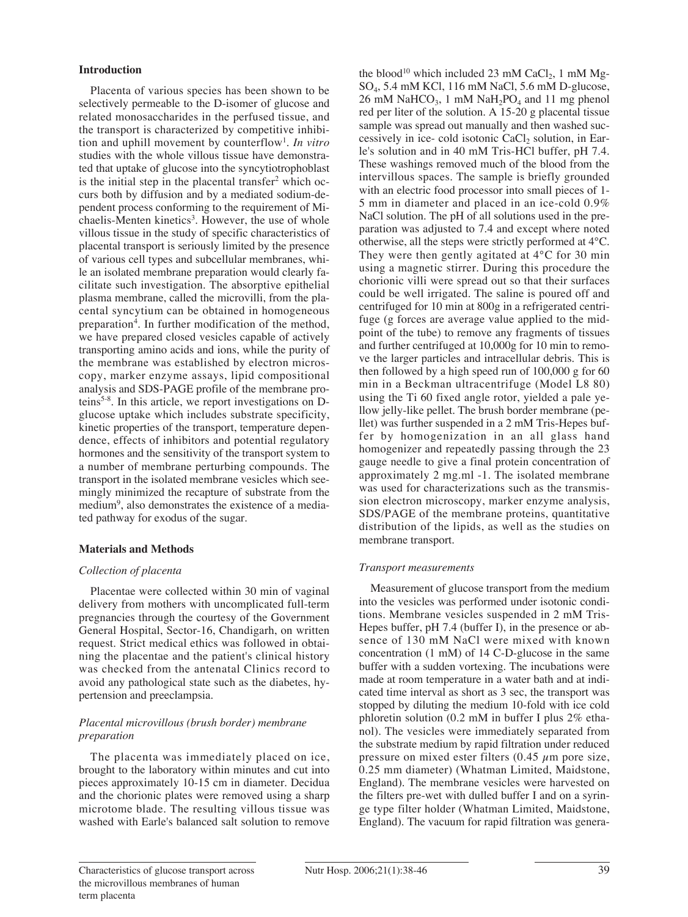## Introduction

Placenta of various species has been shown to be selectively permeable to the D-isomer of glucose and related monosaccharides in the perfused tissue, and the transport is characterized by competitive inhibition and uphill movement by counterflow[1]. *In vitro* studies with the whole villous tissue have demonstrated that uptake of glucose into the syncytiotrophoblast is the initial step in the placental transfer[2] which occurs both by diffusion and by a mediated sodium-dependent process conforming to the requirement of Michaelis-Menten kinetics[3]. However, the use of whole villous tissue in the study of specific characteristics of placental transport is seriously limited by the presence of various cell types and subcellular membranes, while an isolated membrane preparation would clearly facilitate such investigation. The absorptive epithelial plasma membrane, called the microvilli, from the placental syncytium can be obtained in homogeneous preparation[4]. In further modification of the method, we have prepared closed vesicles capable of actively transporting amino acids and ions, while the purity of the membrane was established by electron microscopy, marker enzyme assays, lipid compositional analysis and SDS-PAGE profile of the membrane proteins[5-8]. In this article, we report investigations on D-glucose uptake which includes substrate specificity, kinetic properties of the transport, temperature dependence, effects of inhibitors and potential regulatory hormones and the sensitivity of the transport system to a number of membrane perturbing compounds. The transport in the isolated membrane vesicles which seemingly minimized the recapture of substrate from the medium[9], also demonstrates the existence of a mediated pathway for exodus of the sugar.

## Materials and Methods

### *Collection of placenta*

Placentae were collected within 30 min of vaginal delivery from mothers with uncomplicated full-term pregnancies through the courtesy of the Government General Hospital, Sector-16, Chandigarh, on written request. Strict medical ethics was followed in obtaining the placentae and the patient's clinical history was checked from the antenatal Clinics record to avoid any pathological state such as the diabetes, hypertension and preeclampsia.

### *Placental microvillous (brush border) membrane preparation*

The placenta was immediately placed on ice, brought to the laboratory within minutes and cut into pieces approximately 10-15 cm in diameter. Decidua and the chorionic plates were removed using a sharp microtome blade. The resulting villous tissue was washed with Earle's balanced salt solution to remove the blood[10] which included 23 mM $CaCl_2$, 1 mM $MgSO_4$, 5.4 mM KCl, 116 mM NaCl, 5.6 mM D-glucose, 26 mM $NaHCO_3$, 1 mM $NaH_2PO_4$ and 11 mg phenol red per liter of the solution. A 15-20 g placental tissue sample was spread out manually and then washed successively in ice- cold isotonic $CaCl_2$ solution, in Earle's solution and in 40 mM Tris-HCl buffer, pH 7.4. These washings removed much of the blood from the intervillous spaces. The sample is briefly grounded with an electric food processor into small pieces of 1-5 mm in diameter and placed in an ice-cold 0.9% NaCl solution. The pH of all solutions used in the preparation was adjusted to 7.4 and except where noted otherwise, all the steps were strictly performed at 4°C. They were then gently agitated at 4°C for 30 min using a magnetic stirrer. During this procedure the chorionic villi were spread out so that their surfaces could be well irrigated. The saline is poured off and centrifuged for 10 min at 800g in a refrigerated centrifuge (g forces are average value applied to the midpoint of the tube) to remove any fragments of tissues and further centrifuged at 10,000g for 10 min to remove the larger particles and intracellular debris. This is then followed by a high speed run of 100,000 g for 60 min in a Beckman ultracentrifuge (Model L8 80) using the Ti 60 fixed angle rotor, yielded a pale yellow jelly-like pellet. The brush border membrane (pellet) was further suspended in a 2 mM Tris-Hepes buffer by homogenization in an all glass hand homogenizer and repeatedly passing through the 23 gauge needle to give a final protein concentration of approximately 2 mg.ml -1. The isolated membrane was used for characterizations such as the transmission electron microscopy, marker enzyme analysis, SDS/PAGE of the membrane proteins, quantitative distribution of the lipids, as well as the studies on membrane transport.

### *Transport measurements*

Measurement of glucose transport from the medium into the vesicles was performed under isotonic conditions. Membrane vesicles suspended in 2 mM Tris-Hepes buffer, pH 7.4 (buffer I), in the presence or absence of 130 mM NaCl were mixed with known concentration (1 mM) of 14 C-D-glucose in the same buffer with a sudden vortexing. The incubations were made at room temperature in a water bath and at indicated time interval as short as 3 sec, the transport was stopped by diluting the medium 10-fold with ice cold phloretin solution (0.2 mM in buffer I plus 2% ethanol). The vesicles were immediately separated from the substrate medium by rapid filtration under reduced pressure on mixed ester filters (0.45 $\mu$m pore size, 0.25 mm diameter) (Whatman Limited, Maidstone, England). The membrane vesicles were harvested on the filters pre-wet with dulled buffer I and on a syringe type filter holder (Whatman Limited, Maidstone, England). The vacuum for rapid filtration was genera-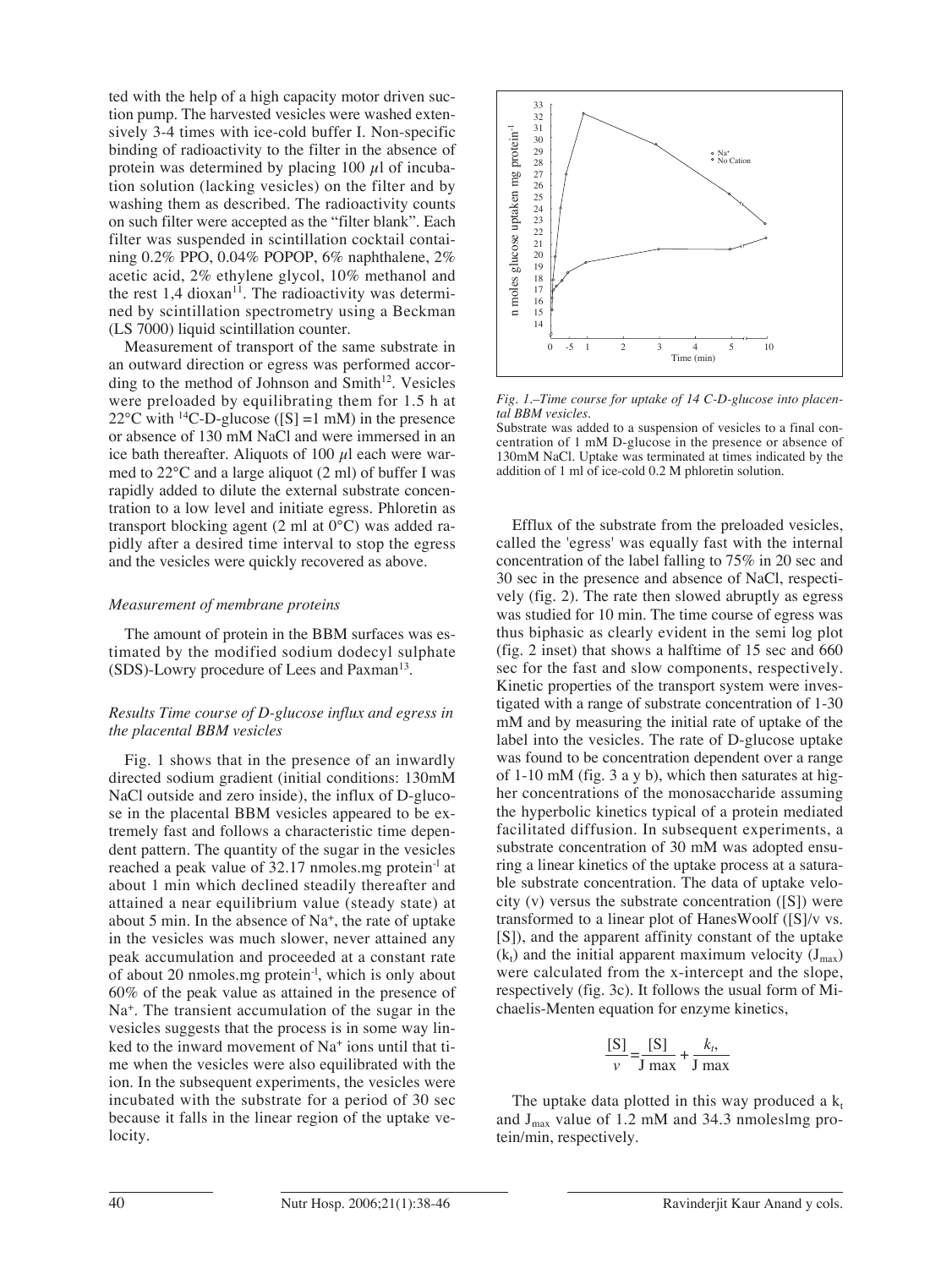ted with the help of a high capacity motor driven suction pump. The harvested vesicles were washed extensively 3-4 times with ice-cold buffer I. Non-specific binding of radioactivity to the filter in the absence of protein was determined by placing 100 $\mu$l of incubation solution (lacking vesicles) on the filter and by washing them as described. The radioactivity counts on such filter were accepted as the "filter blank". Each filter was suspended in scintillation cocktail containing 0.2% PPO, 0.04% POPOP, 6% naphthalene, 2% acetic acid, 2% ethylene glycol, 10% methanol and the rest 1,4 dioxan[11]. The radioactivity was determined by scintillation spectrometry using a Beckman (LS 7000) liquid scintillation counter.

Measurement of transport of the same substrate in an outward direction or egress was performed according to the method of Johnson and Smith[12]. Vesicles were preloaded by equilibrating them for 1.5 h at 22°C with $^{14}$C-D-glucose ([S] =1 mM) in the presence or absence of 130 mM NaCl and were immersed in an ice bath thereafter. Aliquots of 100 $\mu$l each were warmed to 22°C and a large aliquot (2 ml) of buffer I was rapidly added to dilute the external substrate concentration to a low level and initiate egress. Phloretin as transport blocking agent (2 ml at 0°C) was added rapidly after a desired time interval to stop the egress and the vesicles were quickly recovered as above.

### *Measurement of membrane proteins*

The amount of protein in the BBM surfaces was estimated by the modified sodium dodecyl sulphate (SDS)-Lowry procedure of Lees and Paxman[13].

### *Results Time course of D-glucose influx and egress in the placental BBM vesicles*

Fig. 1 shows that in the presence of an inwardly directed sodium gradient (initial conditions: 130mM NaCl outside and zero inside), the influx of D-glucose in the placental BBM vesicles appeared to be extremely fast and follows a characteristic time dependent pattern. The quantity of the sugar in the vesicles reached a peak value of 32.17 nmoles.mg protein$^{-1}$ at about 1 min which declined steadily thereafter and attained a near equilibrium value (steady state) at about 5 min. In the absence of $Na^+$, the rate of uptake in the vesicles was much slower, never attained any peak accumulation and proceeded at a constant rate of about 20 nmoles.mg protein$^{-1}$, which is only about 60% of the peak value as attained in the presence of $Na^+$. The transient accumulation of the sugar in the vesicles suggests that the process is in some way linked to the inward movement of $Na^+$ ions until that time when the vesicles were also equilibrated with the ion. In the subsequent experiments, the vesicles were incubated with the substrate for a period of 30 sec because it falls in the linear region of the uptake velocity.

*Fig. 1.–Time course for uptake of 14 C-D-glucose into placental BBM vesicles.*
Substrate was added to a suspension of vesicles to a final concentration of 1 mM D-glucose in the presence or absence of 130mM NaCl. Uptake was terminated at times indicated by the addition of 1 ml of ice-cold 0.2 M phloretin solution.

Efflux of the substrate from the preloaded vesicles, called the 'egress' was equally fast with the internal concentration of the label falling to 75% in 20 sec and 30 sec in the presence and absence of NaCl, respectively (fig. 2). The rate then slowed abruptly as egress was studied for 10 min. The time course of egress was thus biphasic as clearly evident in the semi log plot (fig. 2 inset) that shows a halftime of 15 sec and 660 sec for the fast and slow components, respectively. Kinetic properties of the transport system were investigated with a range of substrate concentration of 1-30 mM and by measuring the initial rate of uptake of the label into the vesicles. The rate of D-glucose uptake was found to be concentration dependent over a range of 1-10 mM (fig. 3 a y b), which then saturates at higher concentrations of the monosaccharide assuming the hyperbolic kinetics typical of a protein mediated facilitated diffusion. In subsequent experiments, a substrate concentration of 30 mM was adopted ensuring a linear kinetics of the uptake process at a saturable substrate concentration. The data of uptake velocity (v) versus the substrate concentration ([S]) were transformed to a linear plot of HanesWoolf ([S]/v vs. [S]), and the apparent affinity constant of the uptake ($k_t$) and the initial apparent maximum velocity ($J_{max}$) were calculated from the x-intercept and the slope, respectively (fig. 3c). It follows the usual form of Michaelis-Menten equation for enzyme kinetics,

$$\frac{[S]}{v} = \frac{[S]}{J\ max} + \frac{k_t,}{J\ max}$$

The uptake data plotted in this way produced a $k_t$ and $J_{max}$ value of 1.2 mM and 34.3 nmoleslmg protein/min, respectively.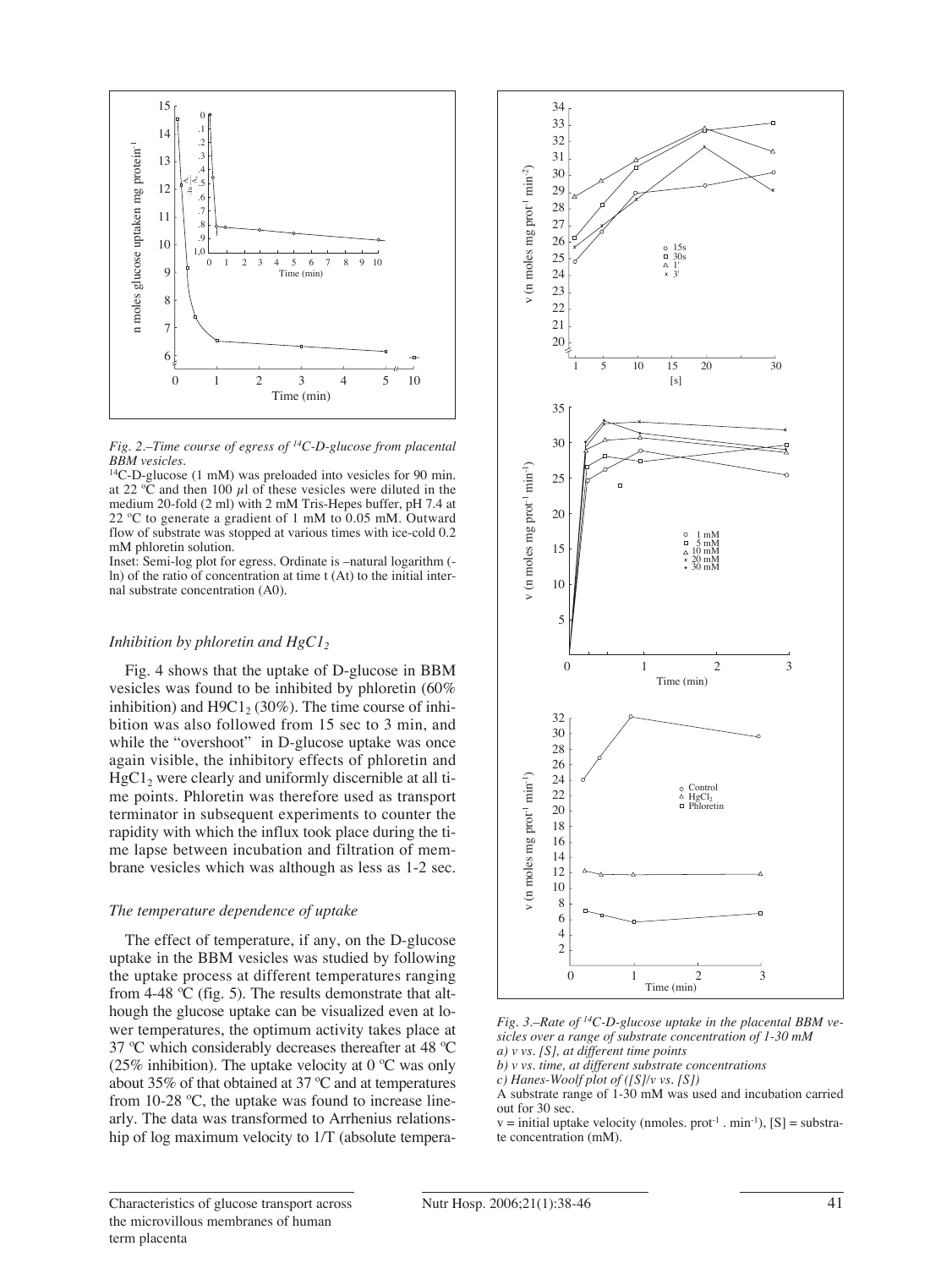*Fig. 2.–Time course of egress of $^{14}$C-D-glucose from placental BBM vesicles.*

$^{14}$C-D-glucose (1 mM) was preloaded into vesicles for 90 min. at 22 ºC and then 100 µl of these vesicles were diluted in the medium 20-fold (2 ml) with 2 mM Tris-Hepes buffer, pH 7.4 at 22 ºC to generate a gradient of 1 mM to 0.05 mM. Outward flow of substrate was stopped at various times with ice-cold 0.2 mM phloretin solution.

Inset: Semi-log plot for egress. Ordinate is –natural logarithm (-ln) of the ratio of concentration at time t (At) to the initial internal substrate concentration (A0).

### *Inhibition by phloretin and $HgC1_2$*

Fig. 4 shows that the uptake of D-glucose in BBM vesicles was found to be inhibited by phloretin (60% inhibition) and $H9C1_2$ (30%). The time course of inhibition was also followed from 15 sec to 3 min, and while the "overshoot" in D-glucose uptake was once again visible, the inhibitory effects of phloretin and $HgC1_2$ were clearly and uniformly discernible at all time points. Phloretin was therefore used as transport terminator in subsequent experiments to counter the rapidity with which the influx took place during the time lapse between incubation and filtration of membrane vesicles which was although as less as 1-2 sec.

### *The temperature dependence of uptake*

The effect of temperature, if any, on the D-glucose uptake in the BBM vesicles was studied by following the uptake process at different temperatures ranging from 4-48 ºC (fig. 5). The results demonstrate that although the glucose uptake can be visualized even at lower temperatures, the optimum activity takes place at 37 ºC which considerably decreases thereafter at 48 ºC (25% inhibition). The uptake velocity at 0 ºC was only about 35% of that obtained at 37 ºC and at temperatures from 10-28 ºC, the uptake was found to increase linearly. The data was transformed to Arrhenius relationship of log maximum velocity to 1/T (absolute tempera-

*Fig. 3.–Rate of $^{14}$C-D-glucose uptake in the placental BBM vesicles over a range of substrate concentration of 1-30 mM*
*a) v vs. [S], at different time points*
*b) v vs. time, at different substrate concentrations*
*c) Hanes-Woolf plot of ([S]/v vs. [S])*

A substrate range of 1-30 mM was used and incubation carried out for 30 sec.

v = initial uptake velocity (nmoles. prot$^{-1}$ . min$^{-1}$), [S] = substrate concentration (mM).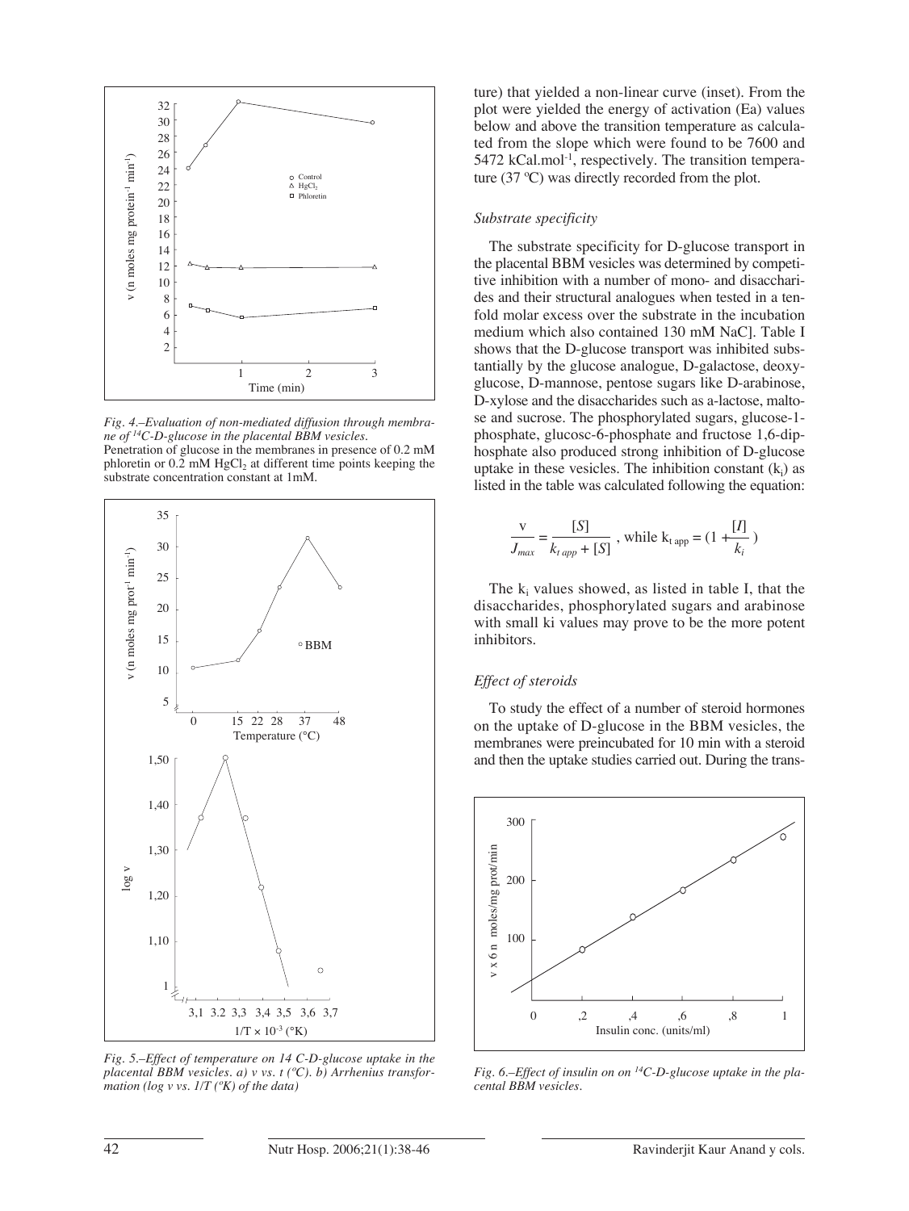*Fig. 4.–Evaluation of non-mediated diffusion through membrane of $^{14}C$-D-glucose in the placental BBM vesicles.*
Penetration of glucose in the membranes in presence of 0.2 mM phloretin or 0.2 mM $HgCl_2$ at different time points keeping the substrate concentration constant at 1mM.

*Fig. 5.–Effect of temperature on 14 C-D-glucose uptake in the placental BBM vesicles. a) v vs. t (ºC). b) Arrhenius transformation (log v vs. 1/T (ºK) of the data)*

ture) that yielded a non-linear curve (inset). From the plot were yielded the energy of activation (Ea) values below and above the transition temperature as calculated from the slope which were found to be 7600 and 5472 kCal.mol$^{-1}$, respectively. The transition temperature (37 ºC) was directly recorded from the plot.

### *Substrate specificity*

The substrate specificity for D-glucose transport in the placental BBM vesicles was determined by competitive inhibition with a number of mono- and disaccharides and their structural analogues when tested in a tenfold molar excess over the substrate in the incubation medium which also contained 130 mM NaC]. Table I shows that the D-glucose transport was inhibited substantially by the glucose analogue, D-galactose, deoxyglucose, D-mannose, pentose sugars like D-arabinose, D-xylose and the disaccharides such as a-lactose, maltose and sucrose. The phosphorylated sugars, glucose-1-phosphate, glucosc-6-phosphate and fructose 1,6-diphosphate also produced strong inhibition of D-glucose uptake in these vesicles. The inhibition constant ($k_i$) as listed in the table was calculated following the equation:

$$\frac{v}{J_{max}} = \frac{[S]}{k_{t\,app} + [S]} \text{ , while } k_{t\,app} = (1 + \frac{[I]}{k_i})$$

The $k_i$ values showed, as listed in table I, that the disaccharides, phosphorylated sugars and arabinose with small ki values may prove to be the more potent inhibitors.

### *Effect of steroids*

To study the effect of a number of steroid hormones on the uptake of D-glucose in the BBM vesicles, the membranes were preincubated for 10 min with a steroid and then the uptake studies carried out. During the trans-

*Fig. 6.–Effect of insulin on on $^{14}C$-D-glucose uptake in the placental BBM vesicles.*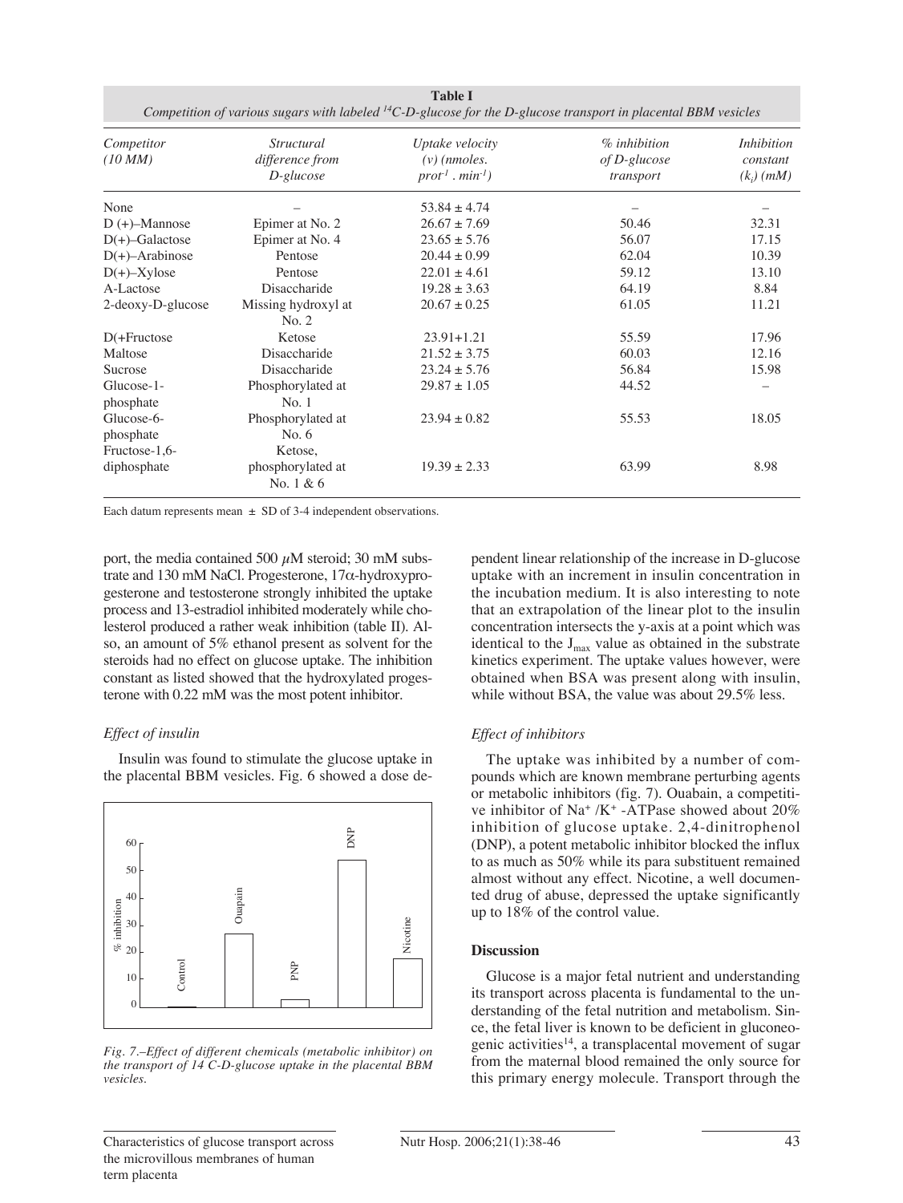**Table I**
*Competition of various sugars with labeled $^{14}$C-D-glucose for the D-glucose transport in placental BBM vesicles*

| *Competitor (10 MM)* | *Structural difference from D-glucose* | *Uptake velocity (v) (nmoles. $prot^{-1}$ . $min^{-1}$)* | *% inhibition of D-glucose transport* | *Inhibition constant ($k_i$) (mM)* |
|---|---|---|---|---|
| None | – | 53.84 ± 4.74 | – | – |
| D (+)–Mannose | Epimer at No. 2 | 26.67 ± 7.69 | 50.46 | 32.31 |
| D(+)–Galactose | Epimer at No. 4 | 23.65 ± 5.76 | 56.07 | 17.15 |
| D(+)–Arabinose | Pentose | 20.44 ± 0.99 | 62.04 | 10.39 |
| D(+)–Xylose | Pentose | 22.01 ± 4.61 | 59.12 | 13.10 |
| A-Lactose | Disaccharide | 19.28 ± 3.63 | 64.19 | 8.84 |
| 2-deoxy-D-glucose | Missing hydroxyl at No. 2 | 20.67 ± 0.25 | 61.05 | 11.21 |
| D(+Fructose | Ketose | 23.91+1.21 | 55.59 | 17.96 |
| Maltose | Disaccharide | 21.52 ± 3.75 | 60.03 | 12.16 |
| Sucrose | Disaccharide | 23.24 ± 5.76 | 56.84 | 15.98 |
| Glucose-1-phosphate | Phosphorylated at No. 1 | 29.87 ± 1.05 | 44.52 | – |
| Glucose-6-phosphate | Phosphorylated at No. 6 | 23.94 ± 0.82 | 55.53 | 18.05 |
| Fructose-1,6-diphosphate | Ketose, phosphorylated at No. 1 & 6 | 19.39 ± 2.33 | 63.99 | 8.98 |

Each datum represents mean ± SD of 3-4 independent observations.

port, the media contained 500 μM steroid; 30 mM substrate and 130 mM NaCl. Progesterone, 17α-hydroxyprogesterone and testosterone strongly inhibited the uptake process and 13-estradiol inhibited moderately while cholesterol produced a rather weak inhibition (table II). Also, an amount of 5% ethanol present as solvent for the steroids had no effect on glucose uptake. The inhibition constant as listed showed that the hydroxylated progesterone with 0.22 mM was the most potent inhibitor.

### *Effect of insulin*

Insulin was found to stimulate the glucose uptake in the placental BBM vesicles. Fig. 6 showed a dose dependent linear relationship of the increase in D-glucose uptake with an increment in insulin concentration in the incubation medium. It is also interesting to note that an extrapolation of the linear plot to the insulin concentration intersects the y-axis at a point which was identical to the $J_{max}$ value as obtained in the substrate kinetics experiment. The uptake values however, were obtained when BSA was present along with insulin, while without BSA, the value was about 29.5% less.

*Fig. 7.–Effect of different chemicals (metabolic inhibitor) on the transport of 14 C-D-glucose uptake in the placental BBM vesicles.*

### *Effect of inhibitors*

The uptake was inhibited by a number of compounds which are known membrane perturbing agents or metabolic inhibitors (fig. 7). Ouabain, a competitive inhibitor of $Na^+$ /$K^+$ -ATPase showed about 20% inhibition of glucose uptake. 2,4-dinitrophenol (DNP), a potent metabolic inhibitor blocked the influx to as much as 50% while its para substituent remained almost without any effect. Nicotine, a well documented drug of abuse, depressed the uptake significantly up to 18% of the control value.

## **Discussion**

Glucose is a major fetal nutrient and understanding its transport across placenta is fundamental to the understanding of the fetal nutrition and metabolism. Since, the fetal liver is known to be deficient in gluconeogenic activities[14], a transplacental movement of sugar from the maternal blood remained the only source for this primary energy molecule. Transport through the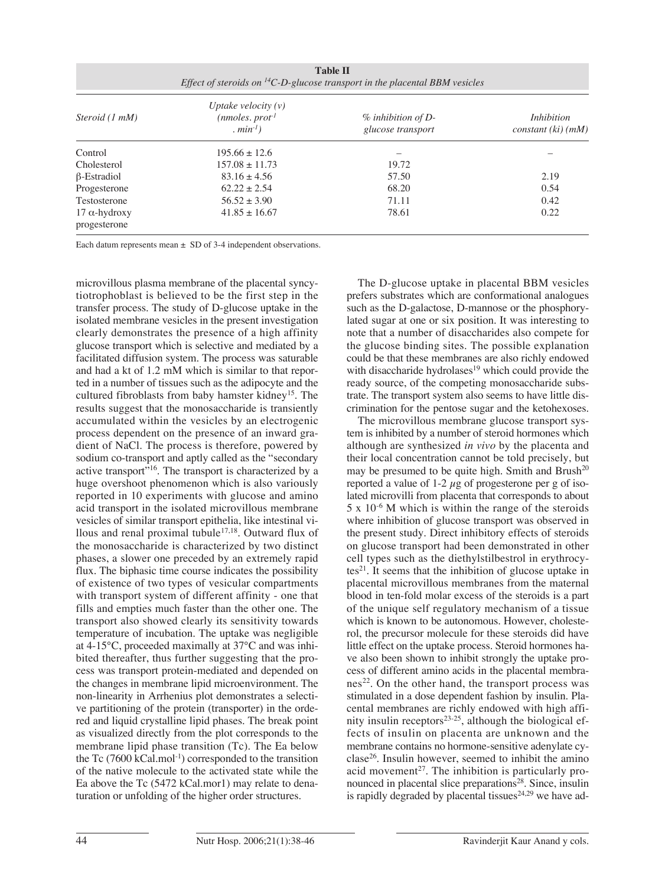**Table II**
*Effect of steroids on $^{14}C$-D-glucose transport in the placental BBM vesicles*

| *Steroid (1 mM)* | *Uptake velocity (v) (nmoles. prot$^{-1}$ . min$^{-1}$)* | *% inhibition of D-glucose transport* | *Inhibition constant (ki) (mM)* |
|---|---|---|---|
| Control | 195.66 ± 12.6 | – | – |
| Cholesterol | 157.08 ± 11.73 | 19.72 | |
| β-Estradiol | 83.16 ± 4.56 | 57.50 | 2.19 |
| Progesterone | 62.22 ± 2.54 | 68.20 | 0.54 |
| Testosterone | 56.52 ± 3.90 | 71.11 | 0.42 |
| 17 α-hydroxy progesterone | 41.85 ± 16.67 | 78.61 | 0.22 |

Each datum represents mean ± SD of 3-4 independent observations.

microvillous plasma membrane of the placental syncytiotrophoblast is believed to be the first step in the transfer process. The study of D-glucose uptake in the isolated membrane vesicles in the present investigation clearly demonstrates the presence of a high affinity glucose transport which is selective and mediated by a facilitated diffusion system. The process was saturable and had a kt of 1.2 mM which is similar to that reported in a number of tissues such as the adipocyte and the cultured fibroblasts from baby hamster kidney[15]. The results suggest that the monosaccharide is transiently accumulated within the vesicles by an electrogenic process dependent on the presence of an inward gradient of NaCl. The process is therefore, powered by sodium co-transport and aptly called as the "secondary active transport"[16]. The transport is characterized by a huge overshoot phenomenon which is also variously reported in 10 experiments with glucose and amino acid transport in the isolated microvillous membrane vesicles of similar transport epithelia, like intestinal villous and renal proximal tubule[17,18]. Outward flux of the monosaccharide is characterized by two distinct phases, a slower one preceded by an extremely rapid flux. The biphasic time course indicates the possibility of existence of two types of vesicular compartments with transport system of different affinity - one that fills and empties much faster than the other one. The transport also showed clearly its sensitivity towards temperature of incubation. The uptake was negligible at 4-15°C, proceeded maximally at 37°C and was inhibited thereafter, thus further suggesting that the process was transport protein-mediated and depended on the changes in membrane lipid microenvironment. The non-linearity in Arrhenius plot demonstrates a selective partitioning of the protein (transporter) in the ordered and liquid crystalline lipid phases. The break point as visualized directly from the plot corresponds to the membrane lipid phase transition (Tc). The Ea below the Tc (7600 kCal.mol$^{-1}$) corresponded to the transition of the native molecule to the activated state while the Ea above the Tc (5472 kCal.mor1) may relate to denaturation or unfolding of the higher order structures.

The D-glucose uptake in placental BBM vesicles prefers substrates which are conformational analogues such as the D-galactose, D-mannose or the phosphorylated sugar at one or six position. It was interesting to note that a number of disaccharides also compete for the glucose binding sites. The possible explanation could be that these membranes are also richly endowed with disaccharide hydrolases[19] which could provide the ready source, of the competing monosaccharide substrate. The transport system also seems to have little discrimination for the pentose sugar and the ketohexoses.

The microvillous membrane glucose transport system is inhibited by a number of steroid hormones which although are synthesized *in vivo* by the placenta and their local concentration cannot be told precisely, but may be presumed to be quite high. Smith and Brush[20] reported a value of 1-2 μg of progesterone per g of isolated microvilli from placenta that corresponds to about $5 \times 10^{-6}$ M which is within the range of the steroids where inhibition of glucose transport was observed in the present study. Direct inhibitory effects of steroids on glucose transport had been demonstrated in other cell types such as the diethylstilbestrol in erythrocytes[21]. It seems that the inhibition of glucose uptake in placental microvillous membranes from the maternal blood in ten-fold molar excess of the steroids is a part of the unique self regulatory mechanism of a tissue which is known to be autonomous. However, cholesterol, the precursor molecule for these steroids did have little effect on the uptake process. Steroid hormones have also been shown to inhibit strongly the uptake process of different amino acids in the placental membranes[22]. On the other hand, the transport process was stimulated in a dose dependent fashion by insulin. Placental membranes are richly endowed with high affinity insulin receptors[23-25], although the biological effects of insulin on placenta are unknown and the membrane contains no hormone-sensitive adenylate cyclase[26]. Insulin however, seemed to inhibit the amino acid movement[27]. The inhibition is particularly pronounced in placental slice preparations[28]. Since, insulin is rapidly degraded by placental tissues[24,29] we have ad-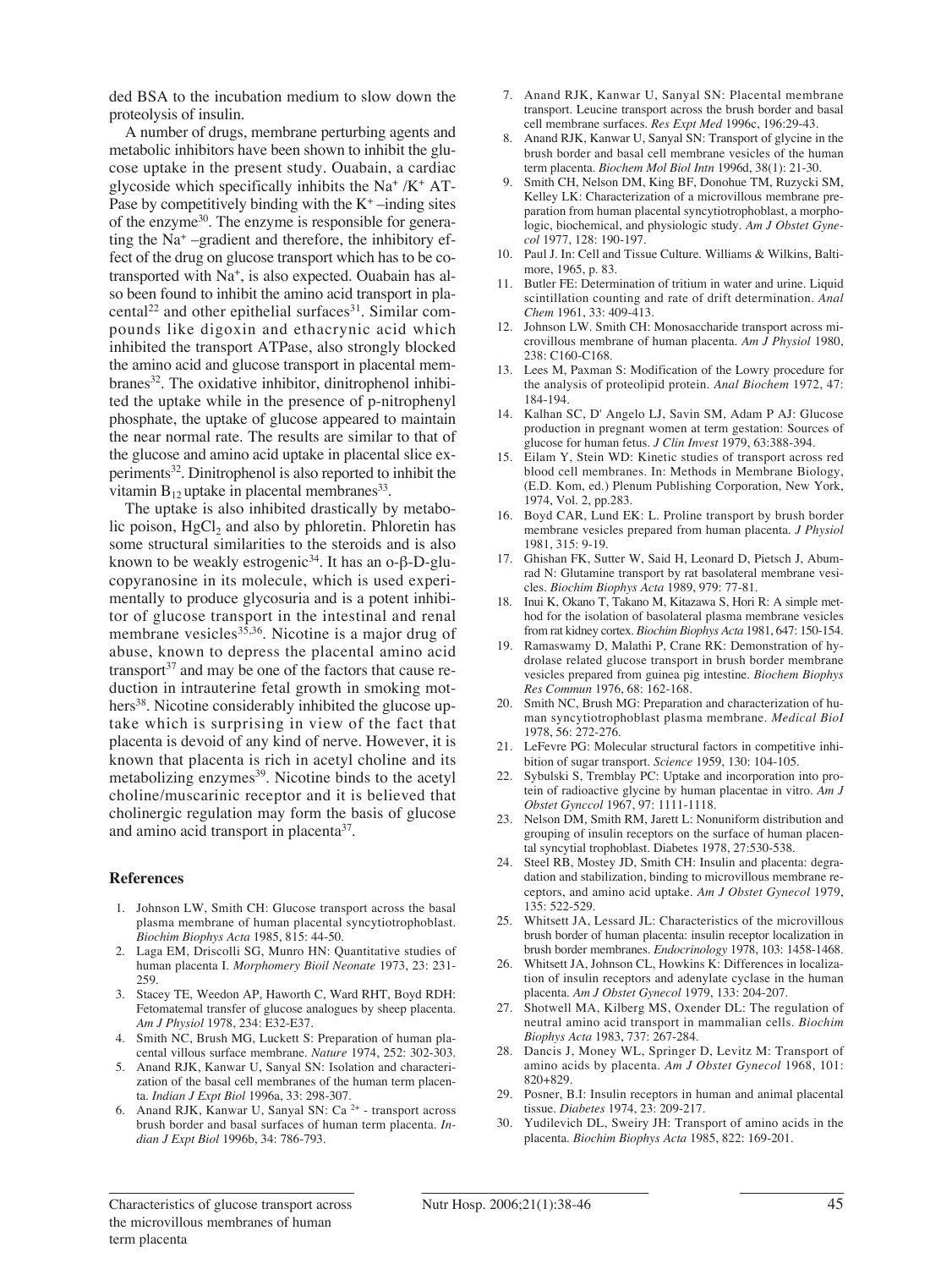ded BSA to the incubation medium to slow down the proteolysis of insulin.

A number of drugs, membrane perturbing agents and metabolic inhibitors have been shown to inhibit the glucose uptake in the present study. Ouabain, a cardiac glycoside which specifically inhibits the $Na^+$ /$K^+$ ATPase by competitively binding with the $K^+$ –inding sites of the enzyme[30]. The enzyme is responsible for generating the $Na^+$ –gradient and therefore, the inhibitory effect of the drug on glucose transport which has to be cotransported with $Na^+$, is also expected. Ouabain has also been found to inhibit the amino acid transport in placental[22] and other epithelial surfaces[31]. Similar compounds like digoxin and ethacrynic acid which inhibited the transport ATPase, also strongly blocked the amino acid and glucose transport in placental membranes[32]. The oxidative inhibitor, dinitrophenol inhibited the uptake while in the presence of p-nitrophenyl phosphate, the uptake of glucose appeared to maintain the near normal rate. The results are similar to that of the glucose and amino acid uptake in placental slice experiments[32]. Dinitrophenol is also reported to inhibit the vitamin $B_{12}$ uptake in placental membranes[33].

The uptake is also inhibited drastically by metabolic poison, $HgCl_2$ and also by phloretin. Phloretin has some structural similarities to the steroids and is also known to be weakly estrogenic[34]. It has an o-β-D-glucopyranosine in its molecule, which is used experimentally to produce glycosuria and is a potent inhibitor of glucose transport in the intestinal and renal membrane vesicles[35,36]. Nicotine is a major drug of abuse, known to depress the placental amino acid transport[37] and may be one of the factors that cause reduction in intrauterine fetal growth in smoking mothers[38]. Nicotine considerably inhibited the glucose uptake which is surprising in view of the fact that placenta is devoid of any kind of nerve. However, it is known that placenta is rich in acetyl choline and its metabolizing enzymes[39]. Nicotine binds to the acetyl choline/muscarinic receptor and it is believed that cholinergic regulation may form the basis of glucose and amino acid transport in placenta[37].

## References

1. Johnson LW, Smith CH: Glucose transport across the basal plasma membrane of human placental syncytiotrophoblast. *Biochim Biophys Acta* 1985, 815: 44-50.
2. Laga EM, Driscolli SG, Munro HN: Quantitative studies of human placenta I. *Morphomery Bioil Neonate* 1973, 23: 231-259.
3. Stacey TE, Weedon AP, Haworth C, Ward RHT, Boyd RDH: Fetomatemal transfer of glucose analogues by sheep placenta. *Am J Physiol* 1978, 234: E32-E37.
4. Smith NC, Brush MG, Luckett S: Preparation of human placental villous surface membrane. *Nature* 1974, 252: 302-303.
5. Anand RJK, Kanwar U, Sanyal SN: Isolation and characterization of the basal cell membranes of the human term placenta. *Indian J Expt Biol* 1996a, 33: 298-307.
6. Anand RJK, Kanwar U, Sanyal SN: $Ca^{2+}$ - transport across brush border and basal surfaces of human term placenta. *Indian J Expt Biol* 1996b, 34: 786-793.
7. Anand RJK, Kanwar U, Sanyal SN: Placental membrane transport. Leucine transport across the brush border and basal cell membrane surfaces. *Res Expt Med* 1996c, 196:29-43.
8. Anand RJK, Kanwar U, Sanyal SN: Transport of glycine in the brush border and basal cell membrane vesicles of the human term placenta. *Biochem Mol Biol Intn* 1996d, 38(1): 21-30.
9. Smith CH, Nelson DM, King BF, Donohue TM, Ruzycki SM, Kelley LK: Characterization of a microvillous membrane preparation from human placental syncytiotrophoblast, a morphologic, biochemical, and physiologic study. *Am J Obstet Gynecol* 1977, 128: 190-197.
10. Paul J. In: Cell and Tissue Culture. Williams & Wilkins, Baltimore, 1965, p. 83.
11. Butler FE: Determination of tritium in water and urine. Liquid scintillation counting and rate of drift determination. *Anal Chem* 1961, 33: 409-413.
12. Johnson LW. Smith CH: Monosaccharide transport across microvillous membrane of human placenta. *Am J Physiol* 1980, 238: C160-C168.
13. Lees M, Paxman S: Modification of the Lowry procedure for the analysis of proteolipid protein. *Anal Biochem* 1972, 47: 184-194.
14. Kalhan SC, D' Angelo LJ, Savin SM, Adam P AJ: Glucose production in pregnant women at term gestation: Sources of glucose for human fetus. *J Clin Invest* 1979, 63:388-394.
15. Eilam Y, Stein WD: Kinetic studies of transport across red blood cell membranes. In: Methods in Membrane Biology, (E.D. Kom, ed.) Plenum Publishing Corporation, New York, 1974, Vol. 2, pp.283.
16. Boyd CAR, Lund EK: L. Proline transport by brush border membrane vesicles prepared from human placenta. *J Physiol* 1981, 315: 9-19.
17. Ghishan FK, Sutter W, Said H, Leonard D, Pietsch J, Abumrad N: Glutamine transport by rat basolateral membrane vesicles. *Biochim Biophys Acta* 1989, 979: 77-81.
18. Inui K, Okano T, Takano M, Kitazawa S, Hori R: A simple method for the isolation of basolateral plasma membrane vesicles from rat kidney cortex. *Biochim Biophys Acta* 1981, 647: 150-154.
19. Ramaswamy D, Malathi P, Crane RK: Demonstration of hydrolase related glucose transport in brush border membrane vesicles prepared from guinea pig intestine. *Biochem Biophys Res Commun* 1976, 68: 162-168.
20. Smith NC, Brush MG: Preparation and characterization of human syncytiotrophoblast plasma membrane. *Medical BioI* 1978, 56: 272-276.
21. LeFevre PG: Molecular structural factors in competitive inhibition of sugar transport. *Science* 1959, 130: 104-105.
22. Sybulski S, Tremblay PC: Uptake and incorporation into protein of radioactive glycine by human placentae in vitro. *Am J Obstet Gynccol* 1967, 97: 1111-1118.
23. Nelson DM, Smith RM, Jarett L: Nonuniform distribution and grouping of insulin receptors on the surface of human placental syncytial trophoblast. Diabetes 1978, 27:530-538.
24. Steel RB, Mostey JD, Smith CH: Insulin and placenta: degradation and stabilization, binding to microvillous membrane receptors, and amino acid uptake. *Am J Obstet Gynecol* 1979, 135: 522-529.
25. Whitsett JA, Lessard JL: Characteristics of the microvillous brush border of human placenta: insulin receptor localization in brush border membranes. *Endocrinology* 1978, 103: 1458-1468.
26. Whitsett JA, Johnson CL, Howkins K: Differences in localization of insulin receptors and adenylate cyclase in the human placenta. *Am J Obstet Gynecol* 1979, 133: 204-207.
27. Shotwell MA, Kilberg MS, Oxender DL: The regulation of neutral amino acid transport in mammalian cells. *Biochim Biophys Acta* 1983, 737: 267-284.
28. Dancis J, Money WL, Springer D, Levitz M: Transport of amino acids by placenta. *Am J Obstet Gynecol* 1968, 101: 820+829.
29. Posner, B.I: Insulin receptors in human and animal placental tissue. *Diabetes* 1974, 23: 209-217.
30. Yudilevich DL, Sweiry JH: Transport of amino acids in the placenta. *Biochim Biophys Acta* 1985, 822: 169-201.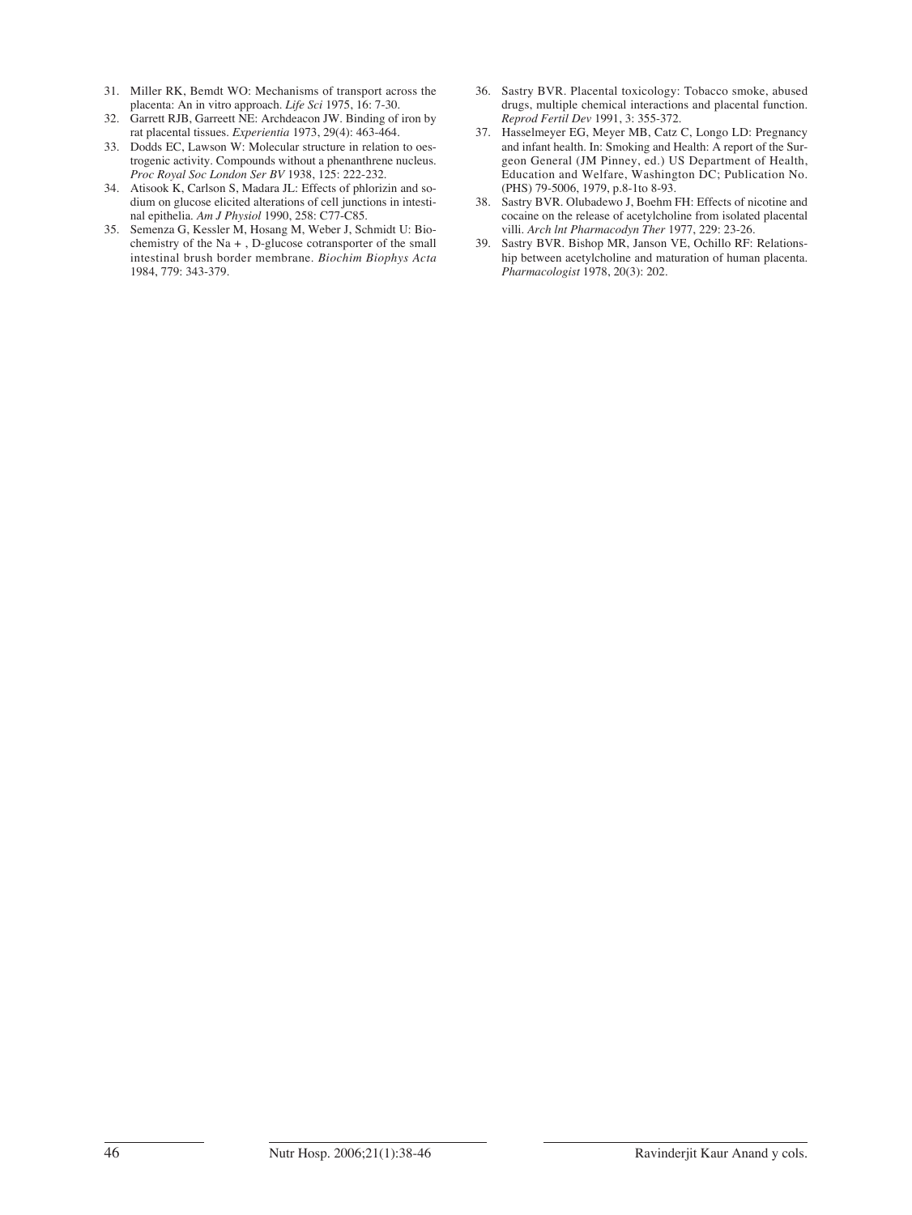31. Miller RK, Bemdt WO: Mechanisms of transport across the placenta: An in vitro approach. *Life Sci* 1975, 16: 7-30.
32. Garrett RJB, Garreett NE: Archdeacon JW. Binding of iron by rat placental tissues. *Experientia* 1973, 29(4): 463-464.
33. Dodds EC, Lawson W: Molecular structure in relation to oestrogenic activity. Compounds without a phenanthrene nucleus. *Proc Royal Soc London Ser BV* 1938, 125: 222-232.
34. Atisook K, Carlson S, Madara JL: Effects of phlorizin and sodium on glucose elicited alterations of cell junctions in intestinal epithelia. *Am J Physiol* 1990, 258: C77-C85.
35. Semenza G, Kessler M, Hosang M, Weber J, Schmidt U: Biochemistry of the Na + , D-glucose cotransporter of the small intestinal brush border membrane. *Biochim Biophys Acta* 1984, 779: 343-379.
36. Sastry BVR. Placental toxicology: Tobacco smoke, abused drugs, multiple chemical interactions and placental function. *Reprod Fertil Dev* 1991, 3: 355-372.
37. Hasselmeyer EG, Meyer MB, Catz C, Longo LD: Pregnancy and infant health. In: Smoking and Health: A report of the Surgeon General (JM Pinney, ed.) US Department of Health, Education and Welfare, Washington DC; Publication No. (PHS) 79-5006, 1979, p.8-1to 8-93.
38. Sastry BVR. Olubadewo J, Boehm FH: Effects of nicotine and cocaine on the release of acetylcholine from isolated placental villi. *Arch lnt Pharmacodyn Ther* 1977, 229: 23-26.
39. Sastry BVR. Bishop MR, Janson VE, Ochillo RF: Relationship between acetylcholine and maturation of human placenta. *Pharmacologist* 1978, 20(3): 202.